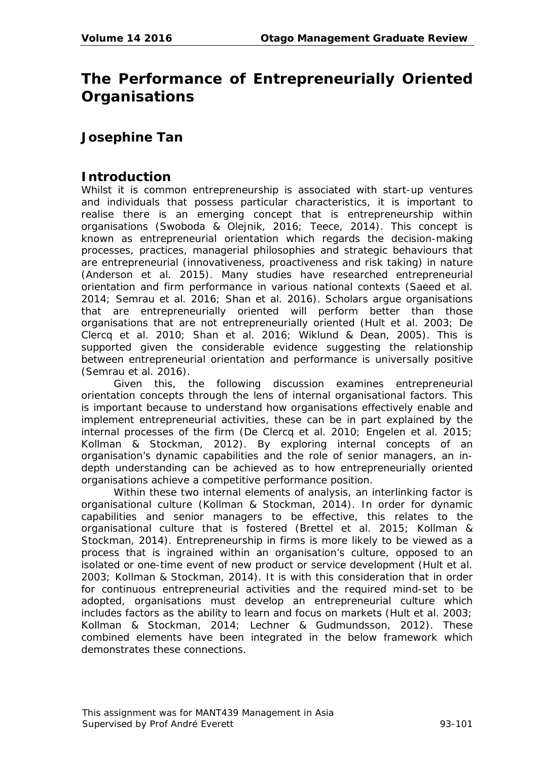# The Performance of Entrepreneurially Oriented Organisations

## Josephine Tan

## Introduction

Whilst it is common entrepreneurship is associated with start-up ventures and individuals that possess particular characteristics, it is important to realise there is an emerging concept that is entrepreneurship within organisations (Swoboda & Olejnik, 2016; Teece, 2014). This concept is known as entrepreneurial orientation which regards the decision-making processes, practices, managerial philosophies and strategic behaviours that are entrepreneurial (innovativeness, proactiveness and risk taking) in nature (Anderson et al. 2015). Many studies have researched entrepreneurial orientation and firm performance in various national contexts (Saeed et al. 2014; Semrau et al. 2016; Shan et al. 2016). Scholars argue organisations that are entrepreneurially oriented will perform better than those organisations that are not entrepreneurially oriented (Hult et al. 2003; De Clercq et al. 2010; Shan et al. 2016; Wiklund & Dean, 2005). This is supported given the considerable evidence suggesting the relationship between entrepreneurial orientation and performance is universally positive (Semrau et al. 2016).

Given this, the following discussion examines entrepreneurial orientation concepts through the lens of internal organisational factors. This is important because to understand how organisations effectively enable and implement entrepreneurial activities, these can be in part explained by the internal processes of the firm (De Clercq et al. 2010; Engelen et al. 2015; Kollman & Stockman, 2012). By exploring internal concepts of an organisation's dynamic capabilities and the role of senior managers, an in-depth understanding can be achieved as to how entrepreneurially oriented organisations achieve a competitive performance position.

Within these two internal elements of analysis, an interlinking factor is organisational culture (Kollman & Stockman, 2014). In order for dynamic capabilities and senior managers to be effective, this relates to the organisational culture that is fostered (Brettel et al. 2015; Kollman & Stockman, 2014). Entrepreneurship in firms is more likely to be viewed as a process that is ingrained within an organisation's culture, opposed to an isolated or one-time event of new product or service development (Hult et al. 2003; Kollman & Stockman, 2014). It is with this consideration that in order for continuous entrepreneurial activities and the required mind-set to be adopted, organisations must develop an entrepreneurial culture which includes factors as the ability to learn and focus on markets (Hult et al. 2003; Kollman & Stockman, 2014; Lechner & Gudmundsson, 2012). These combined elements have been integrated in the below framework which demonstrates these connections.

This assignment was for MANT439 Management in Asia
Supervised by Prof André Everett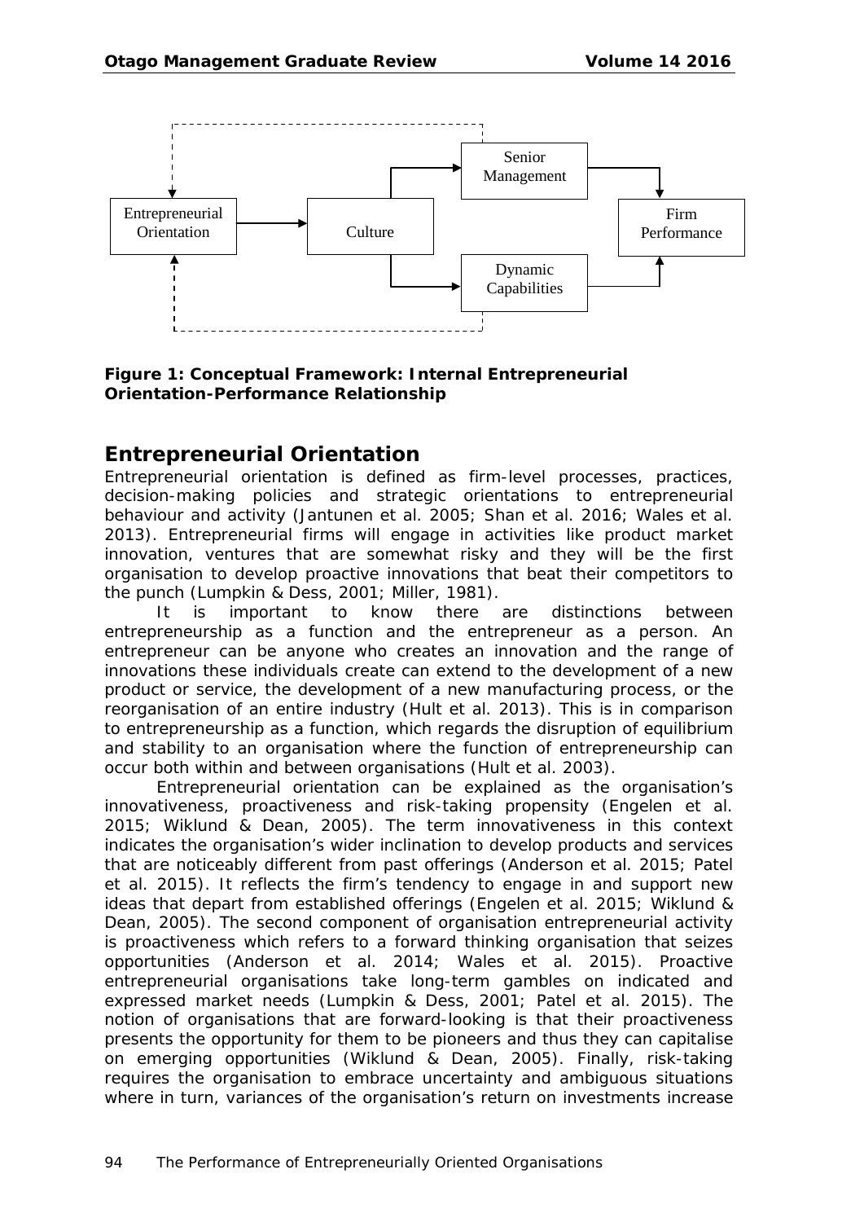**Figure 1: Conceptual Framework: Internal Entrepreneurial Orientation-Performance Relationship**

## Entrepreneurial Orientation

Entrepreneurial orientation is defined as firm-level processes, practices, decision-making policies and strategic orientations to entrepreneurial behaviour and activity (Jantunen et al. 2005; Shan et al. 2016; Wales et al. 2013). Entrepreneurial firms will engage in activities like product market innovation, ventures that are somewhat risky and they will be the first organisation to develop proactive innovations that beat their competitors to the punch (Lumpkin & Dess, 2001; Miller, 1981).

It is important to know there are distinctions between entrepreneurship as a function and the entrepreneur as a person. An entrepreneur can be anyone who creates an innovation and the range of innovations these individuals create can extend to the development of a new product or service, the development of a new manufacturing process, or the reorganisation of an entire industry (Hult et al. 2013). This is in comparison to entrepreneurship as a function, which regards the disruption of equilibrium and stability to an organisation where the function of entrepreneurship can occur both within and between organisations (Hult et al. 2003).

Entrepreneurial orientation can be explained as the organisation's innovativeness, proactiveness and risk-taking propensity (Engelen et al. 2015; Wiklund & Dean, 2005). The term innovativeness in this context indicates the organisation's wider inclination to develop products and services that are noticeably different from past offerings (Anderson et al. 2015; Patel et al. 2015). It reflects the firm's tendency to engage in and support new ideas that depart from established offerings (Engelen et al. 2015; Wiklund & Dean, 2005). The second component of organisation entrepreneurial activity is proactiveness which refers to a forward thinking organisation that seizes opportunities (Anderson et al. 2014; Wales et al. 2015). Proactive entrepreneurial organisations take long-term gambles on indicated and expressed market needs (Lumpkin & Dess, 2001; Patel et al. 2015). The notion of organisations that are forward-looking is that their proactiveness presents the opportunity for them to be pioneers and thus they can capitalise on emerging opportunities (Wiklund & Dean, 2005). Finally, risk-taking requires the organisation to embrace uncertainty and ambiguous situations where in turn, variances of the organisation's return on investments increase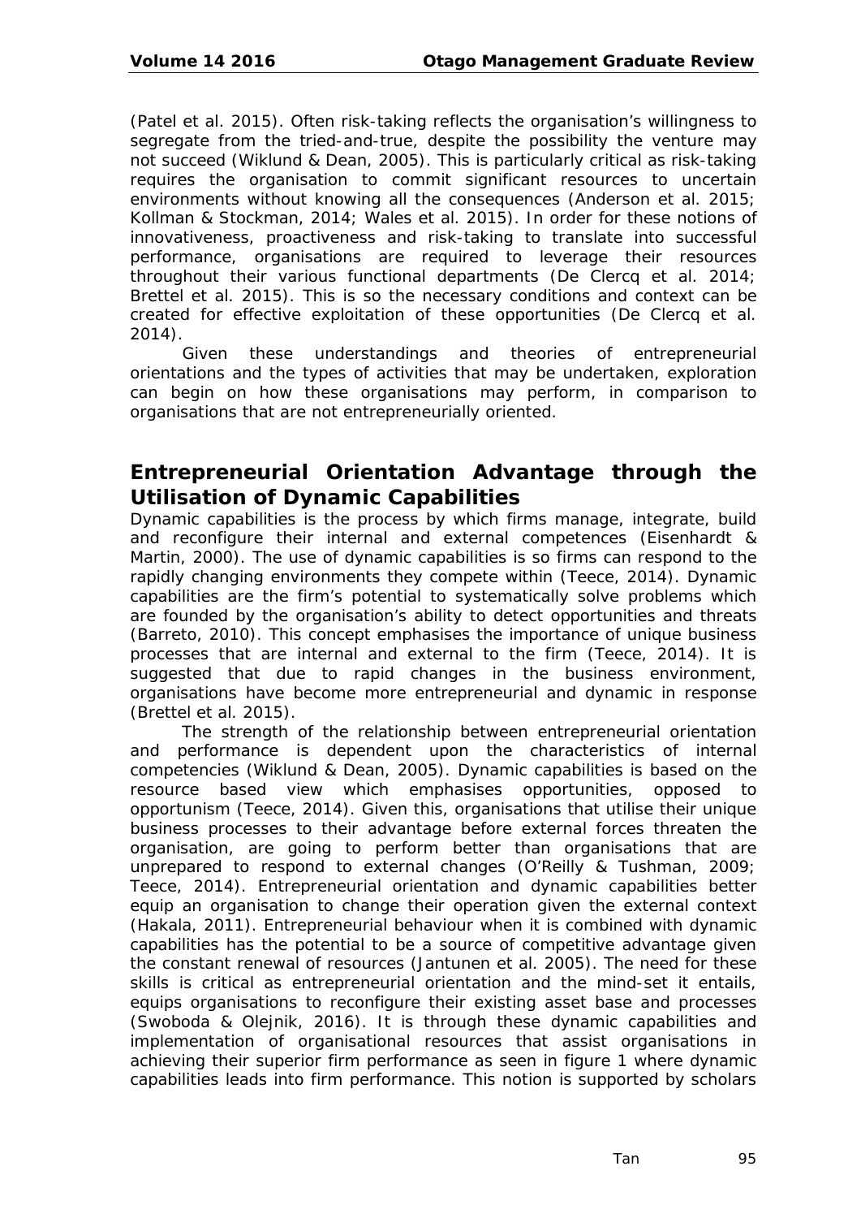(Patel et al. 2015). Often risk-taking reflects the organisation's willingness to segregate from the tried-and-true, despite the possibility the venture may not succeed (Wiklund & Dean, 2005). This is particularly critical as risk-taking requires the organisation to commit significant resources to uncertain environments without knowing all the consequences (Anderson et al. 2015; Kollman & Stockman, 2014; Wales et al. 2015). In order for these notions of innovativeness, proactiveness and risk-taking to translate into successful performance, organisations are required to leverage their resources throughout their various functional departments (De Clercq et al. 2014; Brettel et al. 2015). This is so the necessary conditions and context can be created for effective exploitation of these opportunities (De Clercq et al. 2014).

Given these understandings and theories of entrepreneurial orientations and the types of activities that may be undertaken, exploration can begin on how these organisations may perform, in comparison to organisations that are not entrepreneurially oriented.

## Entrepreneurial Orientation Advantage through the Utilisation of Dynamic Capabilities

Dynamic capabilities is the process by which firms manage, integrate, build and reconfigure their internal and external competences (Eisenhardt & Martin, 2000). The use of dynamic capabilities is so firms can respond to the rapidly changing environments they compete within (Teece, 2014). Dynamic capabilities are the firm's potential to systematically solve problems which are founded by the organisation's ability to detect opportunities and threats (Barreto, 2010). This concept emphasises the importance of unique business processes that are internal and external to the firm (Teece, 2014). It is suggested that due to rapid changes in the business environment, organisations have become more entrepreneurial and dynamic in response (Brettel et al. 2015).

The strength of the relationship between entrepreneurial orientation and performance is dependent upon the characteristics of internal competencies (Wiklund & Dean, 2005). Dynamic capabilities is based on the resource based view which emphasises opportunities, opposed to opportunism (Teece, 2014). Given this, organisations that utilise their unique business processes to their advantage before external forces threaten the organisation, are going to perform better than organisations that are unprepared to respond to external changes (O'Reilly & Tushman, 2009; Teece, 2014). Entrepreneurial orientation and dynamic capabilities better equip an organisation to change their operation given the external context (Hakala, 2011). Entrepreneurial behaviour when it is combined with dynamic capabilities has the potential to be a source of competitive advantage given the constant renewal of resources (Jantunen et al. 2005). The need for these skills is critical as entrepreneurial orientation and the mind-set it entails, equips organisations to reconfigure their existing asset base and processes (Swoboda & Olejnik, 2016). It is through these dynamic capabilities and implementation of organisational resources that assist organisations in achieving their superior firm performance as seen in figure 1 where dynamic capabilities leads into firm performance. This notion is supported by scholars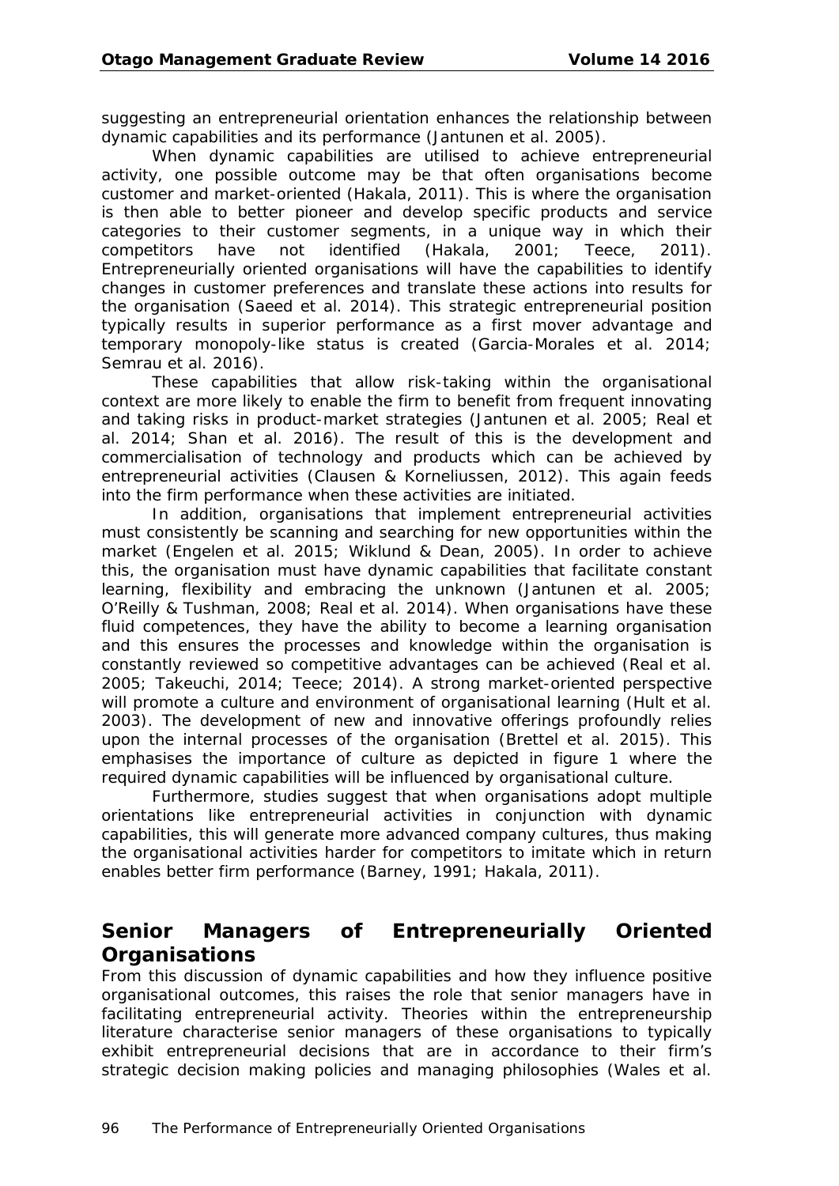suggesting an entrepreneurial orientation enhances the relationship between dynamic capabilities and its performance (Jantunen et al. 2005).

When dynamic capabilities are utilised to achieve entrepreneurial activity, one possible outcome may be that often organisations become customer and market-oriented (Hakala, 2011). This is where the organisation is then able to better pioneer and develop specific products and service categories to their customer segments, in a unique way in which their competitors have not identified (Hakala, 2001; Teece, 2011). Entrepreneurially oriented organisations will have the capabilities to identify changes in customer preferences and translate these actions into results for the organisation (Saeed et al. 2014). This strategic entrepreneurial position typically results in superior performance as a first mover advantage and temporary monopoly-like status is created (Garcia-Morales et al. 2014; Semrau et al. 2016).

These capabilities that allow risk-taking within the organisational context are more likely to enable the firm to benefit from frequent innovating and taking risks in product-market strategies (Jantunen et al. 2005; Real et al. 2014; Shan et al. 2016). The result of this is the development and commercialisation of technology and products which can be achieved by entrepreneurial activities (Clausen & Korneliussen, 2012). This again feeds into the firm performance when these activities are initiated.

In addition, organisations that implement entrepreneurial activities must consistently be scanning and searching for new opportunities within the market (Engelen et al. 2015; Wiklund & Dean, 2005). In order to achieve this, the organisation must have dynamic capabilities that facilitate constant learning, flexibility and embracing the unknown (Jantunen et al. 2005; O'Reilly & Tushman, 2008; Real et al. 2014). When organisations have these fluid competences, they have the ability to become a learning organisation and this ensures the processes and knowledge within the organisation is constantly reviewed so competitive advantages can be achieved (Real et al. 2005; Takeuchi, 2014; Teece; 2014). A strong market-oriented perspective will promote a culture and environment of organisational learning (Hult et al. 2003). The development of new and innovative offerings profoundly relies upon the internal processes of the organisation (Brettel et al. 2015). This emphasises the importance of culture as depicted in figure 1 where the required dynamic capabilities will be influenced by organisational culture.

Furthermore, studies suggest that when organisations adopt multiple orientations like entrepreneurial activities in conjunction with dynamic capabilities, this will generate more advanced company cultures, thus making the organisational activities harder for competitors to imitate which in return enables better firm performance (Barney, 1991; Hakala, 2011).

## Senior Managers of Entrepreneurially Oriented Organisations

From this discussion of dynamic capabilities and how they influence positive organisational outcomes, this raises the role that senior managers have in facilitating entrepreneurial activity. Theories within the entrepreneurship literature characterise senior managers of these organisations to typically exhibit entrepreneurial decisions that are in accordance to their firm's strategic decision making policies and managing philosophies (Wales et al.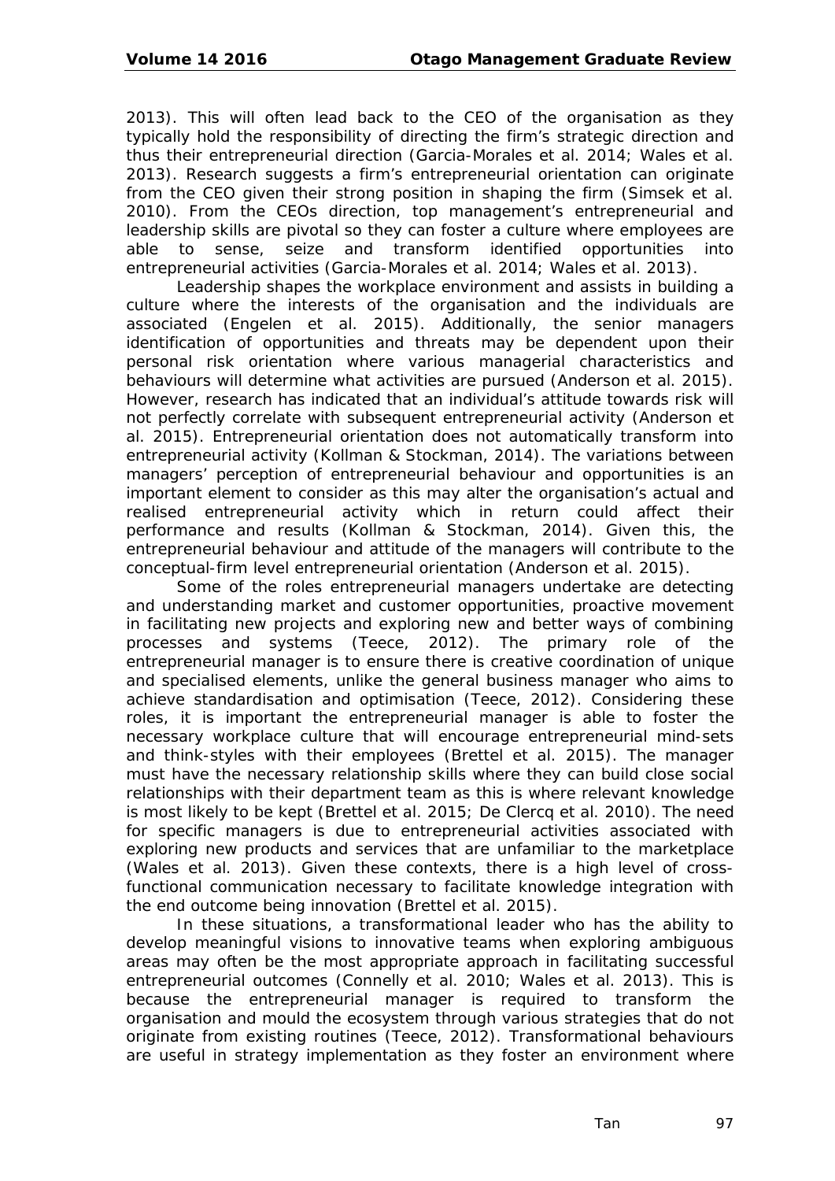2013). This will often lead back to the CEO of the organisation as they typically hold the responsibility of directing the firm's strategic direction and thus their entrepreneurial direction (Garcia-Morales et al. 2014; Wales et al. 2013). Research suggests a firm's entrepreneurial orientation can originate from the CEO given their strong position in shaping the firm (Simsek et al. 2010). From the CEOs direction, top management's entrepreneurial and leadership skills are pivotal so they can foster a culture where employees are able to sense, seize and transform identified opportunities into entrepreneurial activities (Garcia-Morales et al. 2014; Wales et al. 2013).

Leadership shapes the workplace environment and assists in building a culture where the interests of the organisation and the individuals are associated (Engelen et al. 2015). Additionally, the senior managers identification of opportunities and threats may be dependent upon their personal risk orientation where various managerial characteristics and behaviours will determine what activities are pursued (Anderson et al. 2015). However, research has indicated that an individual's attitude towards risk will not perfectly correlate with subsequent entrepreneurial activity (Anderson et al. 2015). Entrepreneurial orientation does not automatically transform into entrepreneurial activity (Kollman & Stockman, 2014). The variations between managers' perception of entrepreneurial behaviour and opportunities is an important element to consider as this may alter the organisation's actual and realised entrepreneurial activity which in return could affect their performance and results (Kollman & Stockman, 2014). Given this, the entrepreneurial behaviour and attitude of the managers will contribute to the conceptual-firm level entrepreneurial orientation (Anderson et al. 2015).

Some of the roles entrepreneurial managers undertake are detecting and understanding market and customer opportunities, proactive movement in facilitating new projects and exploring new and better ways of combining processes and systems (Teece, 2012). The primary role of the entrepreneurial manager is to ensure there is creative coordination of unique and specialised elements, unlike the general business manager who aims to achieve standardisation and optimisation (Teece, 2012). Considering these roles, it is important the entrepreneurial manager is able to foster the necessary workplace culture that will encourage entrepreneurial mind-sets and think-styles with their employees (Brettel et al. 2015). The manager must have the necessary relationship skills where they can build close social relationships with their department team as this is where relevant knowledge is most likely to be kept (Brettel et al. 2015; De Clercq et al. 2010). The need for specific managers is due to entrepreneurial activities associated with exploring new products and services that are unfamiliar to the marketplace (Wales et al. 2013). Given these contexts, there is a high level of cross-functional communication necessary to facilitate knowledge integration with the end outcome being innovation (Brettel et al. 2015).

In these situations, a transformational leader who has the ability to develop meaningful visions to innovative teams when exploring ambiguous areas may often be the most appropriate approach in facilitating successful entrepreneurial outcomes (Connelly et al. 2010; Wales et al. 2013). This is because the entrepreneurial manager is required to transform the organisation and mould the ecosystem through various strategies that do not originate from existing routines (Teece, 2012). Transformational behaviours are useful in strategy implementation as they foster an environment where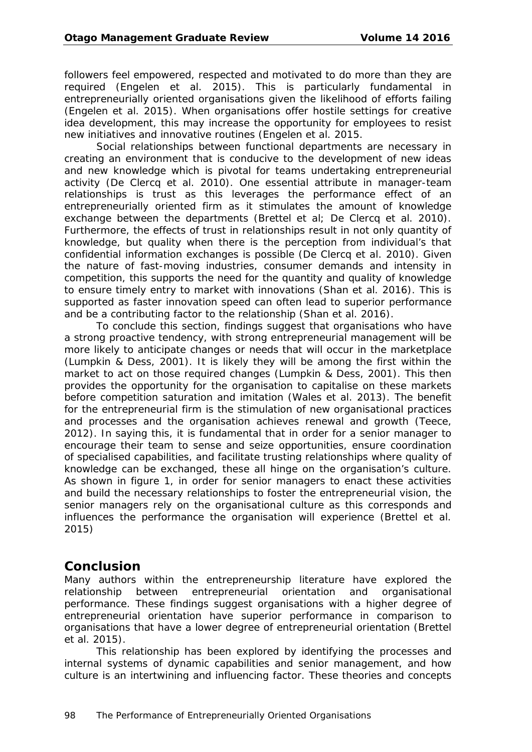followers feel empowered, respected and motivated to do more than they are required (Engelen et al. 2015). This is particularly fundamental in entrepreneurially oriented organisations given the likelihood of efforts failing (Engelen et al. 2015). When organisations offer hostile settings for creative idea development, this may increase the opportunity for employees to resist new initiatives and innovative routines (Engelen et al. 2015.

Social relationships between functional departments are necessary in creating an environment that is conducive to the development of new ideas and new knowledge which is pivotal for teams undertaking entrepreneurial activity (De Clercq et al. 2010). One essential attribute in manager-team relationships is trust as this leverages the performance effect of an entrepreneurially oriented firm as it stimulates the amount of knowledge exchange between the departments (Brettel et al; De Clercq et al. 2010). Furthermore, the effects of trust in relationships result in not only quantity of knowledge, but quality when there is the perception from individual's that confidential information exchanges is possible (De Clercq et al. 2010). Given the nature of fast-moving industries, consumer demands and intensity in competition, this supports the need for the quantity and quality of knowledge to ensure timely entry to market with innovations (Shan et al. 2016). This is supported as faster innovation speed can often lead to superior performance and be a contributing factor to the relationship (Shan et al. 2016).

To conclude this section, findings suggest that organisations who have a strong proactive tendency, with strong entrepreneurial management will be more likely to anticipate changes or needs that will occur in the marketplace (Lumpkin & Dess, 2001). It is likely they will be among the first within the market to act on those required changes (Lumpkin & Dess, 2001). This then provides the opportunity for the organisation to capitalise on these markets before competition saturation and imitation (Wales et al. 2013). The benefit for the entrepreneurial firm is the stimulation of new organisational practices and processes and the organisation achieves renewal and growth (Teece, 2012). In saying this, it is fundamental that in order for a senior manager to encourage their team to sense and seize opportunities, ensure coordination of specialised capabilities, and facilitate trusting relationships where quality of knowledge can be exchanged, these all hinge on the organisation's culture. As shown in figure 1, in order for senior managers to enact these activities and build the necessary relationships to foster the entrepreneurial vision, the senior managers rely on the organisational culture as this corresponds and influences the performance the organisation will experience (Brettel et al. 2015)

## Conclusion

Many authors within the entrepreneurship literature have explored the relationship between entrepreneurial orientation and organisational performance. These findings suggest organisations with a higher degree of entrepreneurial orientation have superior performance in comparison to organisations that have a lower degree of entrepreneurial orientation (Brettel et al. 2015).

This relationship has been explored by identifying the processes and internal systems of dynamic capabilities and senior management, and how culture is an intertwining and influencing factor. These theories and concepts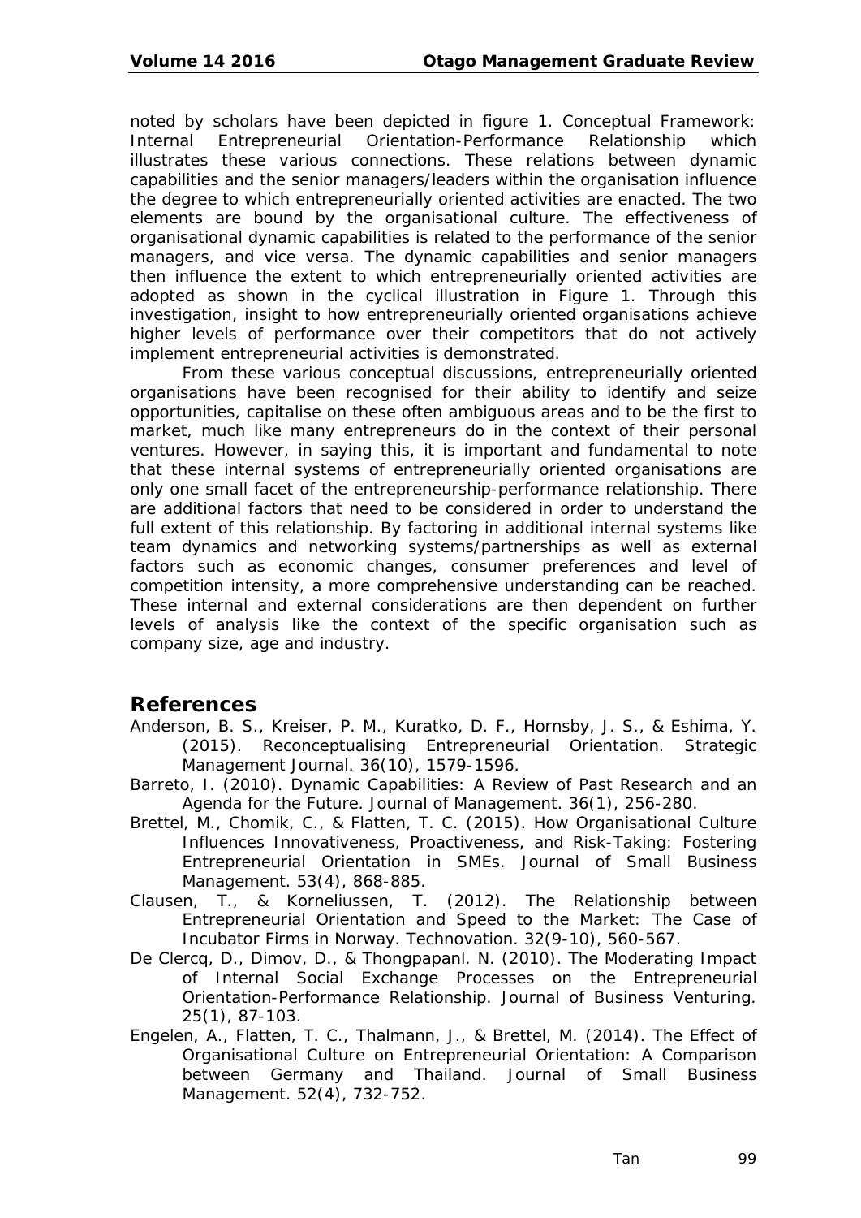noted by scholars have been depicted in figure 1. Conceptual Framework: Internal Entrepreneurial Orientation-Performance Relationship which illustrates these various connections. These relations between dynamic capabilities and the senior managers/leaders within the organisation influence the degree to which entrepreneurially oriented activities are enacted. The two elements are bound by the organisational culture. The effectiveness of organisational dynamic capabilities is related to the performance of the senior managers, and vice versa. The dynamic capabilities and senior managers then influence the extent to which entrepreneurially oriented activities are adopted as shown in the cyclical illustration in Figure 1. Through this investigation, insight to how entrepreneurially oriented organisations achieve higher levels of performance over their competitors that do not actively implement entrepreneurial activities is demonstrated.

From these various conceptual discussions, entrepreneurially oriented organisations have been recognised for their ability to identify and seize opportunities, capitalise on these often ambiguous areas and to be the first to market, much like many entrepreneurs do in the context of their personal ventures. However, in saying this, it is important and fundamental to note that these internal systems of entrepreneurially oriented organisations are only one small facet of the entrepreneurship-performance relationship. There are additional factors that need to be considered in order to understand the full extent of this relationship. By factoring in additional internal systems like team dynamics and networking systems/partnerships as well as external factors such as economic changes, consumer preferences and level of competition intensity, a more comprehensive understanding can be reached. These internal and external considerations are then dependent on further levels of analysis like the context of the specific organisation such as company size, age and industry.

## References

Anderson, B. S., Kreiser, P. M., Kuratko, D. F., Hornsby, J. S., & Eshima, Y. (2015). Reconceptualising Entrepreneurial Orientation. Strategic Management Journal. 36(10), 1579-1596.

Barreto, I. (2010). Dynamic Capabilities: A Review of Past Research and an Agenda for the Future. Journal of Management. 36(1), 256-280.

Brettel, M., Chomik, C., & Flatten, T. C. (2015). How Organisational Culture Influences Innovativeness, Proactiveness, and Risk-Taking: Fostering Entrepreneurial Orientation in SMEs. Journal of Small Business Management. 53(4), 868-885.

Clausen, T., & Korneliussen, T. (2012). The Relationship between Entrepreneurial Orientation and Speed to the Market: The Case of Incubator Firms in Norway. Technovation. 32(9-10), 560-567.

De Clercq, D., Dimov, D., & Thongpapanl. N. (2010). The Moderating Impact of Internal Social Exchange Processes on the Entrepreneurial Orientation-Performance Relationship. Journal of Business Venturing. 25(1), 87-103.

Engelen, A., Flatten, T. C., Thalmann, J., & Brettel, M. (2014). The Effect of Organisational Culture on Entrepreneurial Orientation: A Comparison between Germany and Thailand. Journal of Small Business Management. 52(4), 732-752.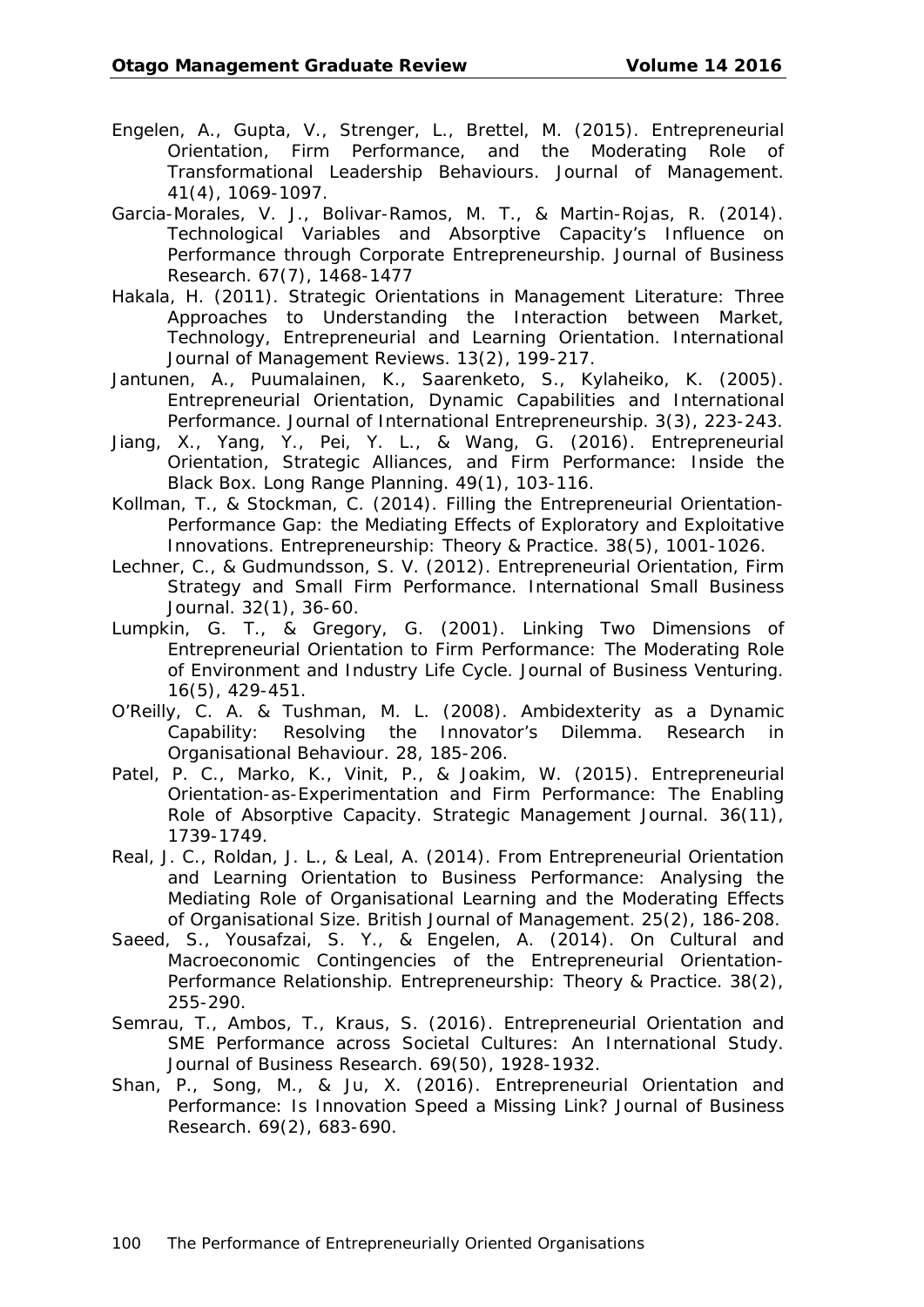Engelen, A., Gupta, V., Strenger, L., Brettel, M. (2015). Entrepreneurial Orientation, Firm Performance, and the Moderating Role of Transformational Leadership Behaviours. Journal of Management. 41(4), 1069-1097.

Garcia-Morales, V. J., Bolivar-Ramos, M. T., & Martin-Rojas, R. (2014). Technological Variables and Absorptive Capacity's Influence on Performance through Corporate Entrepreneurship. Journal of Business Research. 67(7), 1468-1477

Hakala, H. (2011). Strategic Orientations in Management Literature: Three Approaches to Understanding the Interaction between Market, Technology, Entrepreneurial and Learning Orientation. International Journal of Management Reviews. 13(2), 199-217.

Jantunen, A., Puumalainen, K., Saarenketo, S., Kylaheiko, K. (2005). Entrepreneurial Orientation, Dynamic Capabilities and International Performance. Journal of International Entrepreneurship. 3(3), 223-243.

Jiang, X., Yang, Y., Pei, Y. L., & Wang, G. (2016). Entrepreneurial Orientation, Strategic Alliances, and Firm Performance: Inside the Black Box. Long Range Planning. 49(1), 103-116.

Kollman, T., & Stockman, C. (2014). Filling the Entrepreneurial Orientation-Performance Gap: the Mediating Effects of Exploratory and Exploitative Innovations. Entrepreneurship: Theory & Practice. 38(5), 1001-1026.

Lechner, C., & Gudmundsson, S. V. (2012). Entrepreneurial Orientation, Firm Strategy and Small Firm Performance. International Small Business Journal. 32(1), 36-60.

Lumpkin, G. T., & Gregory, G. (2001). Linking Two Dimensions of Entrepreneurial Orientation to Firm Performance: The Moderating Role of Environment and Industry Life Cycle. Journal of Business Venturing. 16(5), 429-451.

O'Reilly, C. A. & Tushman, M. L. (2008). Ambidexterity as a Dynamic Capability: Resolving the Innovator's Dilemma. Research in Organisational Behaviour. 28, 185-206.

Patel, P. C., Marko, K., Vinit, P., & Joakim, W. (2015). Entrepreneurial Orientation-as-Experimentation and Firm Performance: The Enabling Role of Absorptive Capacity. Strategic Management Journal. 36(11), 1739-1749.

Real, J. C., Roldan, J. L., & Leal, A. (2014). From Entrepreneurial Orientation and Learning Orientation to Business Performance: Analysing the Mediating Role of Organisational Learning and the Moderating Effects of Organisational Size. British Journal of Management. 25(2), 186-208.

Saeed, S., Yousafzai, S. Y., & Engelen, A. (2014). On Cultural and Macroeconomic Contingencies of the Entrepreneurial Orientation-Performance Relationship. Entrepreneurship: Theory & Practice. 38(2), 255-290.

Semrau, T., Ambos, T., Kraus, S. (2016). Entrepreneurial Orientation and SME Performance across Societal Cultures: An International Study. Journal of Business Research. 69(50), 1928-1932.

Shan, P., Song, M., & Ju, X. (2016). Entrepreneurial Orientation and Performance: Is Innovation Speed a Missing Link? Journal of Business Research. 69(2), 683-690.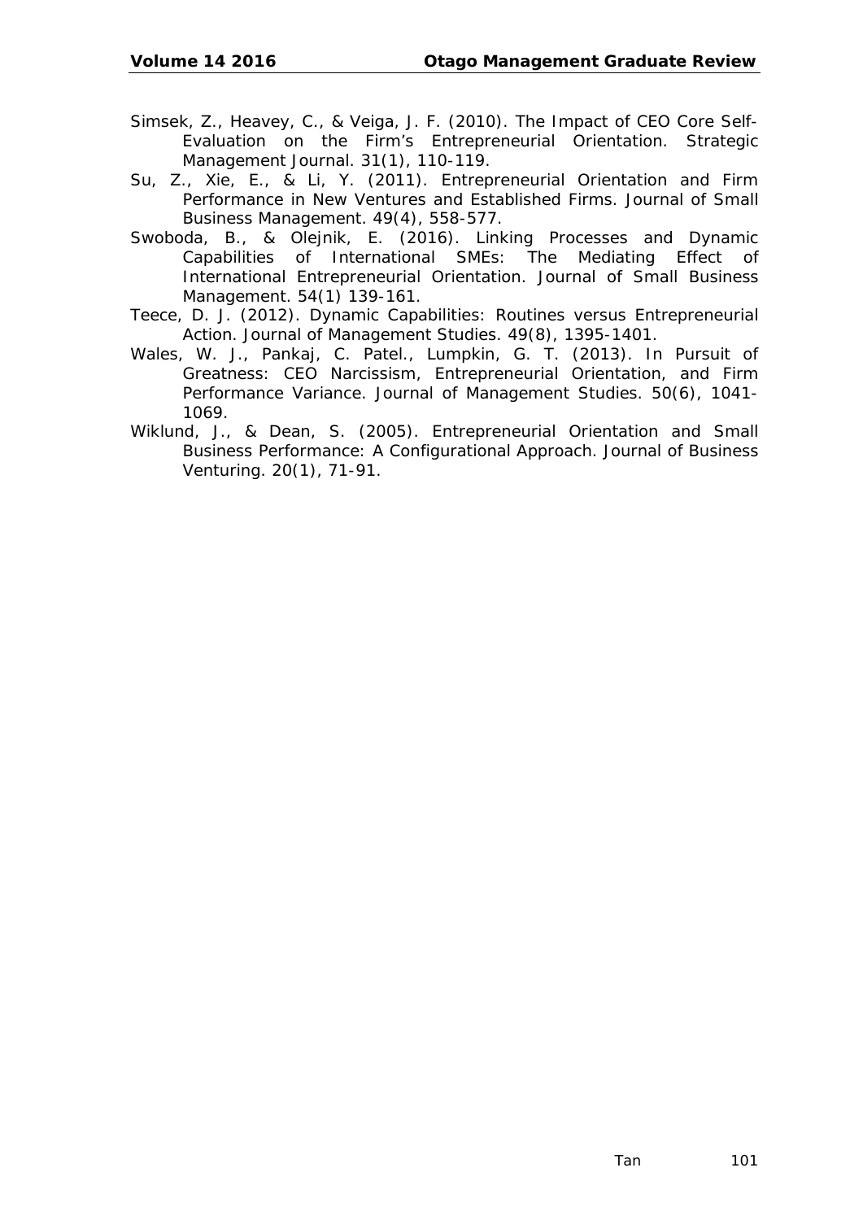Simsek, Z., Heavey, C., & Veiga, J. F. (2010). The Impact of CEO Core Self-Evaluation on the Firm's Entrepreneurial Orientation. Strategic Management Journal. 31(1), 110-119.

Su, Z., Xie, E., & Li, Y. (2011). Entrepreneurial Orientation and Firm Performance in New Ventures and Established Firms. Journal of Small Business Management. 49(4), 558-577.

Swoboda, B., & Olejnik, E. (2016). Linking Processes and Dynamic Capabilities of International SMEs: The Mediating Effect of International Entrepreneurial Orientation. Journal of Small Business Management. 54(1) 139-161.

Teece, D. J. (2012). Dynamic Capabilities: Routines versus Entrepreneurial Action. Journal of Management Studies. 49(8), 1395-1401.

Wales, W. J., Pankaj, C. Patel., Lumpkin, G. T. (2013). In Pursuit of Greatness: CEO Narcissism, Entrepreneurial Orientation, and Firm Performance Variance. Journal of Management Studies. 50(6), 1041-1069.

Wiklund, J., & Dean, S. (2005). Entrepreneurial Orientation and Small Business Performance: A Configurational Approach. Journal of Business Venturing. 20(1), 71-91.